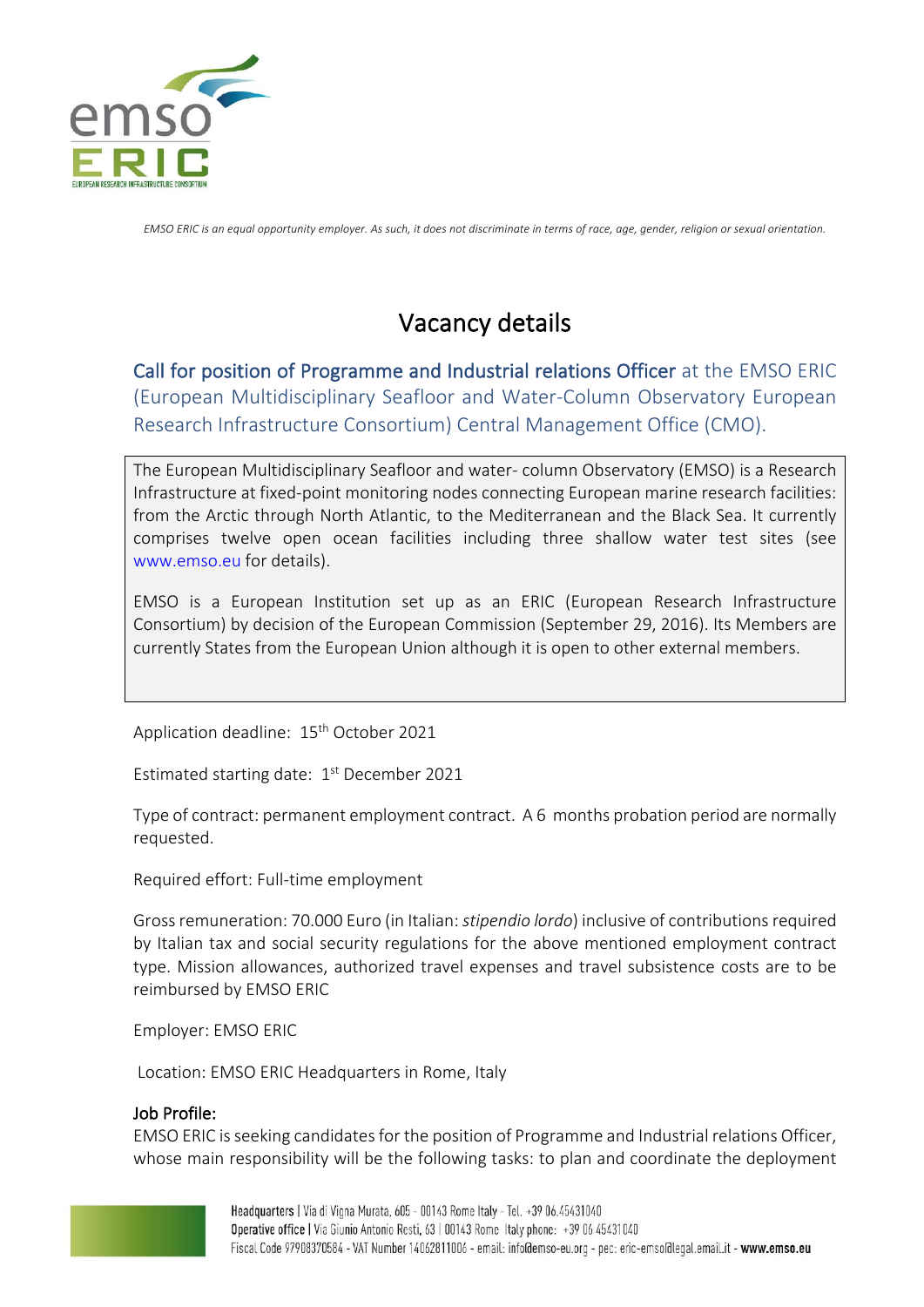*EMSO ERIC is an equal opportunity employer. As such, it does not discriminate in terms of race, age, gender, religion or sexual orientation.*

# Vacancy details

## Call for position of Programme and Industrial relations Officer at the EMSO ERIC (European Multidisciplinary Seafloor and Water-Column Observatory European Research Infrastructure Consortium) Central Management Office (CMO).

The European Multidisciplinary Seafloor and water- column Observatory (EMSO) is a Research Infrastructure at fixed-point monitoring nodes connecting European marine research facilities: from the Arctic through North Atlantic, to the Mediterranean and the Black Sea. It currently comprises twelve open ocean facilities including three shallow water test sites (see www.emso.eu for details).

EMSO is a European Institution set up as an ERIC (European Research Infrastructure Consortium) by decision of the European Commission (September 29, 2016). Its Members are currently States from the European Union although it is open to other external members.

Application deadline: 15th October 2021

Estimated starting date: 1st December 2021

Type of contract: permanent employment contract. A 6 months probation period are normally requested.

Required effort: Full-time employment

Gross remuneration: 70.000 Euro (in Italian: *stipendio lordo*) inclusive of contributions required by Italian tax and social security regulations for the above mentioned employment contract type. Mission allowances, authorized travel expenses and travel subsistence costs are to be reimbursed by EMSO ERIC

Employer: EMSO ERIC

Location: EMSO ERIC Headquarters in Rome, Italy

### Job Profile:

EMSO ERIC is seeking candidates for the position of Programme and Industrial relations Officer, whose main responsibility will be the following tasks: to plan and coordinate the deployment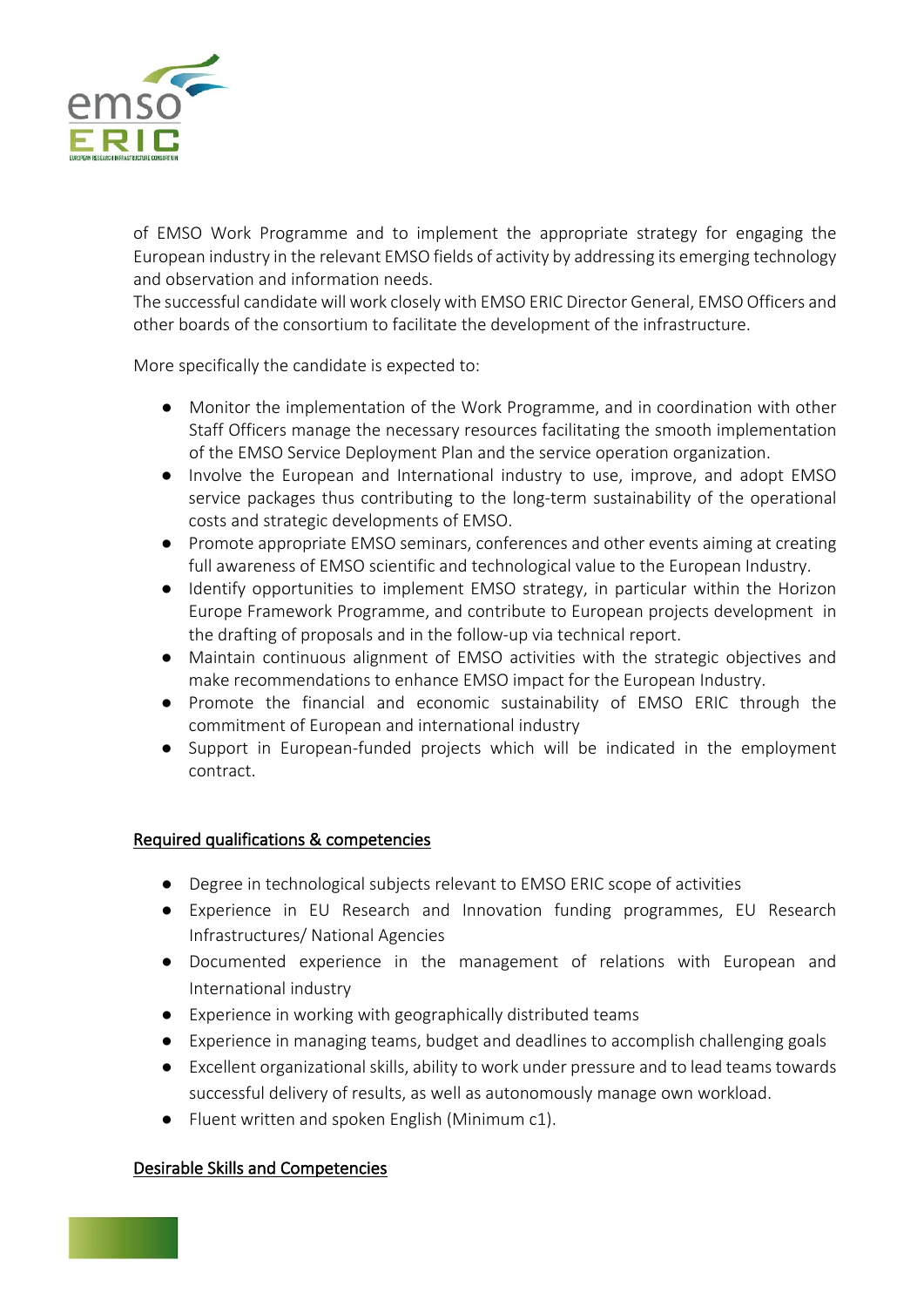of EMSO Work Programme and to implement the appropriate strategy for engaging the European industry in the relevant EMSO fields of activity by addressing its emerging technology and observation and information needs.
The successful candidate will work closely with EMSO ERIC Director General, EMSO Officers and other boards of the consortium to facilitate the development of the infrastructure.

More specifically the candidate is expected to:

- Monitor the implementation of the Work Programme, and in coordination with other Staff Officers manage the necessary resources facilitating the smooth implementation of the EMSO Service Deployment Plan and the service operation organization.
- Involve the European and International industry to use, improve, and adopt EMSO service packages thus contributing to the long-term sustainability of the operational costs and strategic developments of EMSO.
- Promote appropriate EMSO seminars, conferences and other events aiming at creating full awareness of EMSO scientific and technological value to the European Industry.
- Identify opportunities to implement EMSO strategy, in particular within the Horizon Europe Framework Programme, and contribute to European projects development in the drafting of proposals and in the follow-up via technical report.
- Maintain continuous alignment of EMSO activities with the strategic objectives and make recommendations to enhance EMSO impact for the European Industry.
- Promote the financial and economic sustainability of EMSO ERIC through the commitment of European and international industry
- Support in European-funded projects which will be indicated in the employment contract.

## Required qualifications & competencies

- Degree in technological subjects relevant to EMSO ERIC scope of activities
- Experience in EU Research and Innovation funding programmes, EU Research Infrastructures/ National Agencies
- Documented experience in the management of relations with European and International industry
- Experience in working with geographically distributed teams
- Experience in managing teams, budget and deadlines to accomplish challenging goals
- Excellent organizational skills, ability to work under pressure and to lead teams towards successful delivery of results, as well as autonomously manage own workload.
- Fluent written and spoken English (Minimum c1).

## Desirable Skills and Competencies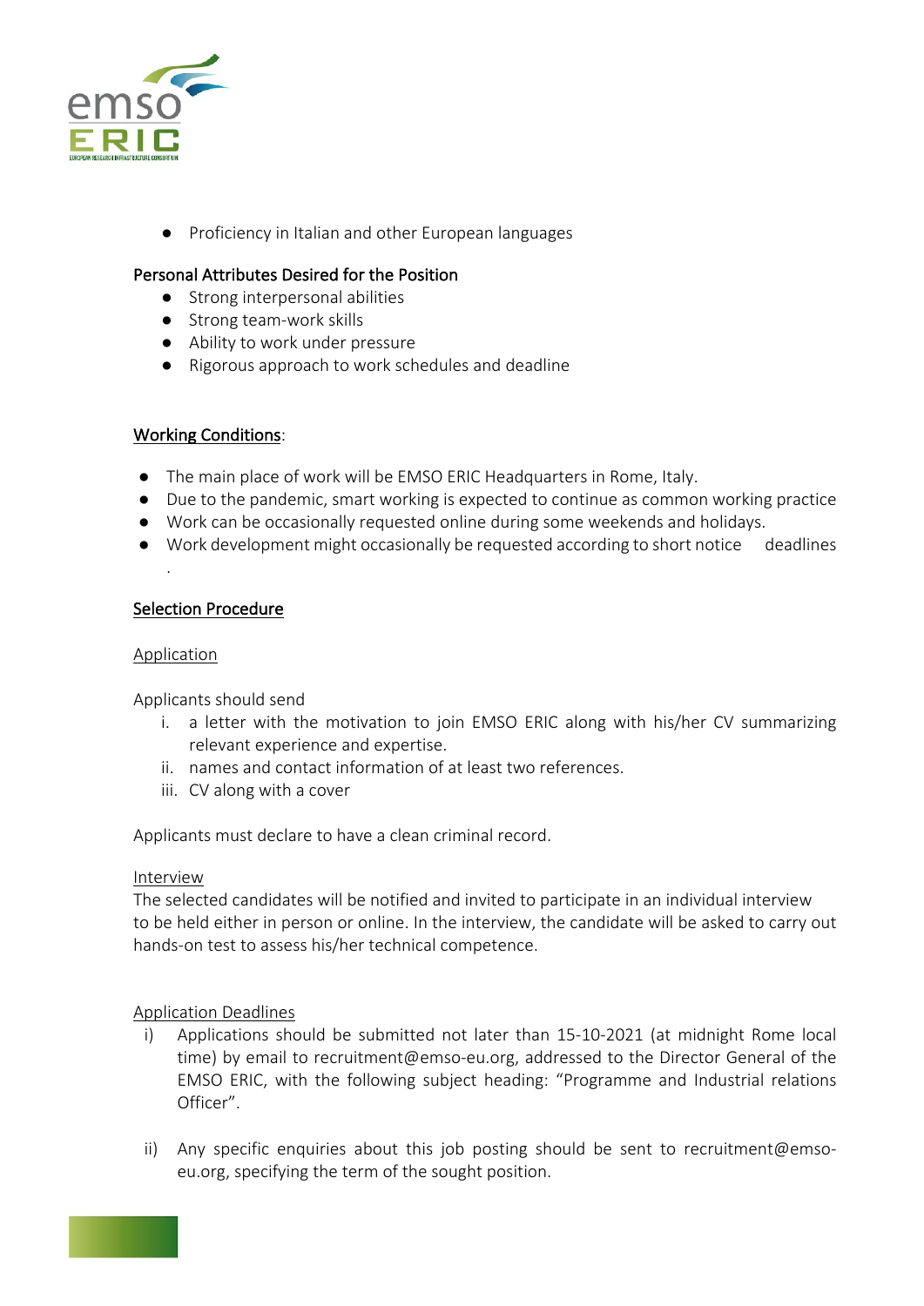- Proficiency in Italian and other European languages

**Personal Attributes Desired for the Position**

- Strong interpersonal abilities
- Strong team-work skills
- Ability to work under pressure
- Rigorous approach to work schedules and deadline

## Working Conditions:

- The main place of work will be EMSO ERIC Headquarters in Rome, Italy.
- Due to the pandemic, smart working is expected to continue as common working practice
- Work can be occasionally requested online during some weekends and holidays.
- Work development might occasionally be requested according to short notice deadlines .

## Selection Procedure

### Application

Applicants should send

i. a letter with the motivation to join EMSO ERIC along with his/her CV summarizing relevant experience and expertise.
ii. names and contact information of at least two references.
iii. CV along with a cover

Applicants must declare to have a clean criminal record.

### Interview

The selected candidates will be notified and invited to participate in an individual interview to be held either in person or online. In the interview, the candidate will be asked to carry out hands-on test to assess his/her technical competence.

### Application Deadlines

i) Applications should be submitted not later than 15-10-2021 (at midnight Rome local time) by email to recruitment@emso-eu.org, addressed to the Director General of the EMSO ERIC, with the following subject heading: "Programme and Industrial relations Officer".

ii) Any specific enquiries about this job posting should be sent to recruitment@emso-eu.org, specifying the term of the sought position.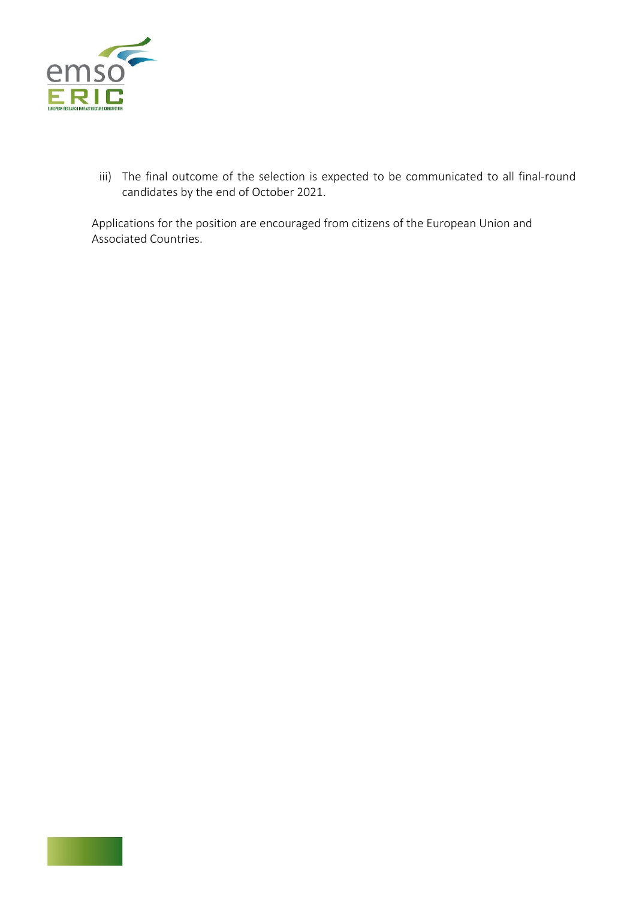iii) The final outcome of the selection is expected to be communicated to all final-round candidates by the end of October 2021.

Applications for the position are encouraged from citizens of the European Union and Associated Countries.